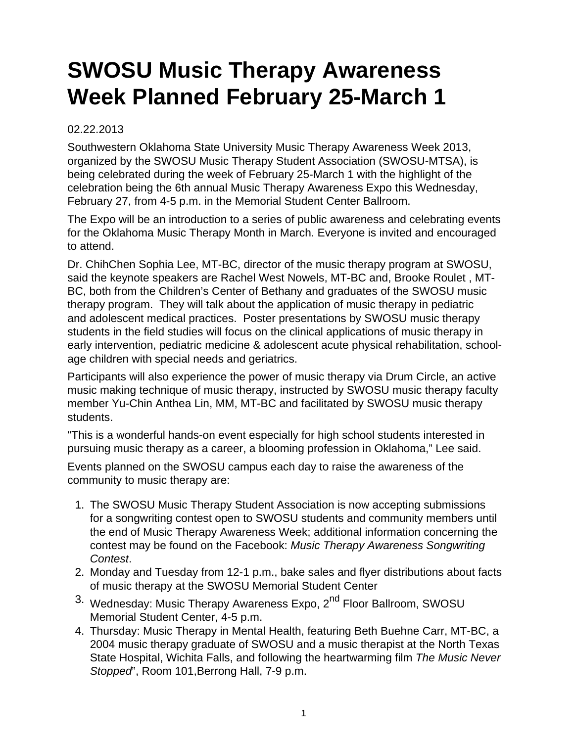# SWOSU Music Therapy Awareness Week Planned February 25-March 1

02.22.2013

Southwestern Oklahoma State University Music Therapy Awareness Week 2013, organized by the SWOSU Music Therapy Student Association (SWOSU-MTSA), is being celebrated during the week of February 25-March 1 with the highlight of the celebration being the 6th annual Music Therapy Awareness Expo this Wednesday, February 27, from 4-5 p.m. in the Memorial Student Center Ballroom.

The Expo will be an introduction to a series of public awareness and celebrating events for the Oklahoma Music Therapy Month in March. Everyone is invited and encouraged to attend.

Dr. ChihChen Sophia Lee, MT-BC, director of the music therapy program at SWOSU, said the keynote speakers are Rachel West Nowels, MT-BC and, Brooke Roulet , MT-BC, both from the Children's Center of Bethany and graduates of the SWOSU music therapy program. They will talk about the application of music therapy in pediatric and adolescent medical practices. Poster presentations by SWOSU music therapy students in the field studies will focus on the clinical applications of music therapy in early intervention, pediatric medicine & adolescent acute physical rehabilitation, school-age children with special needs and geriatrics.

Participants will also experience the power of music therapy via Drum Circle, an active music making technique of music therapy, instructed by SWOSU music therapy faculty member Yu-Chin Anthea Lin, MM, MT-BC and facilitated by SWOSU music therapy students.

"This is a wonderful hands-on event especially for high school students interested in pursuing music therapy as a career, a blooming profession in Oklahoma," Lee said.

Events planned on the SWOSU campus each day to raise the awareness of the community to music therapy are:

1. The SWOSU Music Therapy Student Association is now accepting submissions for a songwriting contest open to SWOSU students and community members until the end of Music Therapy Awareness Week; additional information concerning the contest may be found on the Facebook: *Music Therapy Awareness Songwriting Contest*.
2. Monday and Tuesday from 12-1 p.m., bake sales and flyer distributions about facts of music therapy at the SWOSU Memorial Student Center
3. Wednesday: Music Therapy Awareness Expo, 2nd Floor Ballroom, SWOSU Memorial Student Center, 4-5 p.m.
4. Thursday: Music Therapy in Mental Health, featuring Beth Buehne Carr, MT-BC, a 2004 music therapy graduate of SWOSU and a music therapist at the North Texas State Hospital, Wichita Falls, and following the heartwarming film *The Music Never Stopped*", Room 101,Berrong Hall, 7-9 p.m.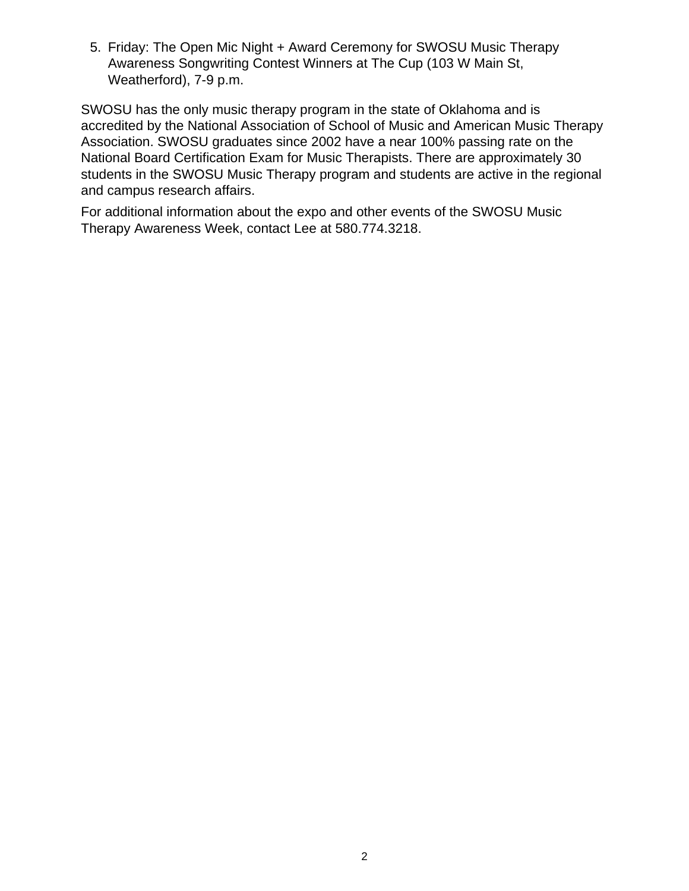5. Friday: The Open Mic Night + Award Ceremony for SWOSU Music Therapy Awareness Songwriting Contest Winners at The Cup (103 W Main St, Weatherford), 7-9 p.m.

SWOSU has the only music therapy program in the state of Oklahoma and is accredited by the National Association of School of Music and American Music Therapy Association. SWOSU graduates since 2002 have a near 100% passing rate on the National Board Certification Exam for Music Therapists. There are approximately 30 students in the SWOSU Music Therapy program and students are active in the regional and campus research affairs.

For additional information about the expo and other events of the SWOSU Music Therapy Awareness Week, contact Lee at 580.774.3218.